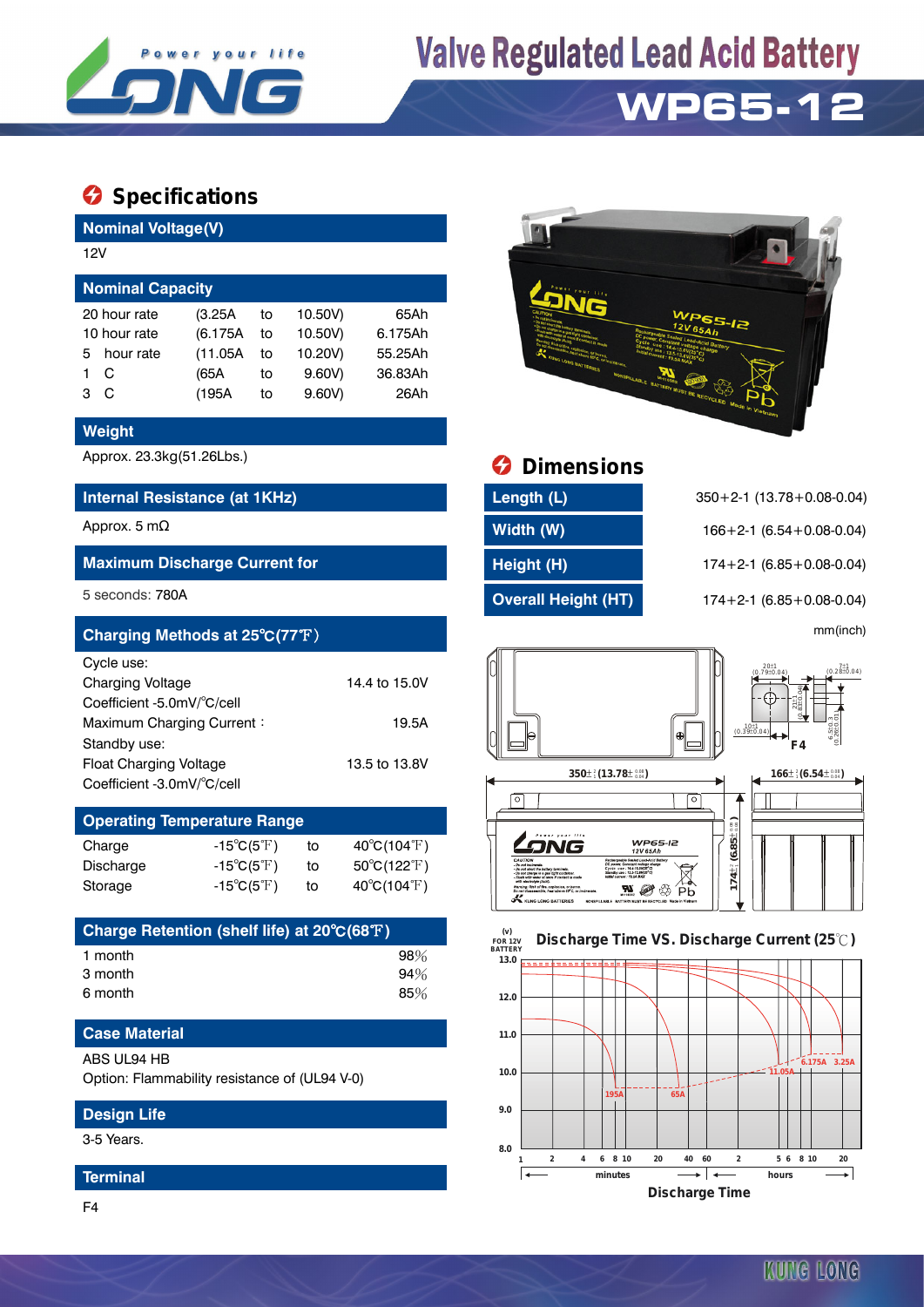# Valve Regulated Lead Acid Battery

## WP65-12

## Specifications

### Nominal Voltage(V)

12V

### Nominal Capacity

| | | | | |
|---|---|---|---|---|
| 20 hour rate | (3.25A | to | 10.50V) | 65Ah |
| 10 hour rate | (6.175A | to | 10.50V) | 6.175Ah |
| 5 hour rate | (11.05A | to | 10.20V) | 55.25Ah |
| 1 C | (65A | to | 9.60V) | 36.83Ah |
| 3 C | (195A | to | 9.60V) | 26Ah |

### Weight

Approx. 23.3kg(51.26Lbs.)

### Internal Resistance (at 1KHz)

Approx. 5 mΩ

### Maximum Discharge Current for

5 seconds: 780A

### Charging Methods at 25℃(77℉)

| | |
|---|---|
| Cycle use: | |
| Charging Voltage | 14.4 to 15.0V |
| Coefficient -5.0mV/℃/cell | |
| Maximum Charging Current : | 19.5A |
| Standby use: | |
| Float Charging Voltage | 13.5 to 13.8V |
| Coefficient -3.0mV/℃/cell | |

### Operating Temperature Range

| | | | |
|---|---|---|---|
| Charge | -15℃(5℉) | to | 40℃(104℉) |
| Discharge | -15℃(5℉) | to | 50℃(122℉) |
| Storage | -15℃(5℉) | to | 40℃(104℉) |

### Charge Retention (shelf life) at 20℃(68℉)

| | |
|---|---|
| 1 month | 98% |
| 3 month | 94% |
| 6 month | 85% |

### Case Material

ABS UL94 HB

Option: Flammability resistance of (UL94 V-0)

### Design Life

3-5 Years.

### Terminal

F4

## Dimensions

| | |
|---|---|
| Length (L) | 350+2-1 (13.78+0.08-0.04) |
| Width (W) | 166+2-1 (6.54+0.08-0.04) |
| Height (H) | 174+2-1 (6.85+0.08-0.04) |
| Overall Height (HT) | 174+2-1 (6.85+0.08-0.04) |

mm(inch)

### Discharge Time VS. Discharge Current (25℃)

Discharge Time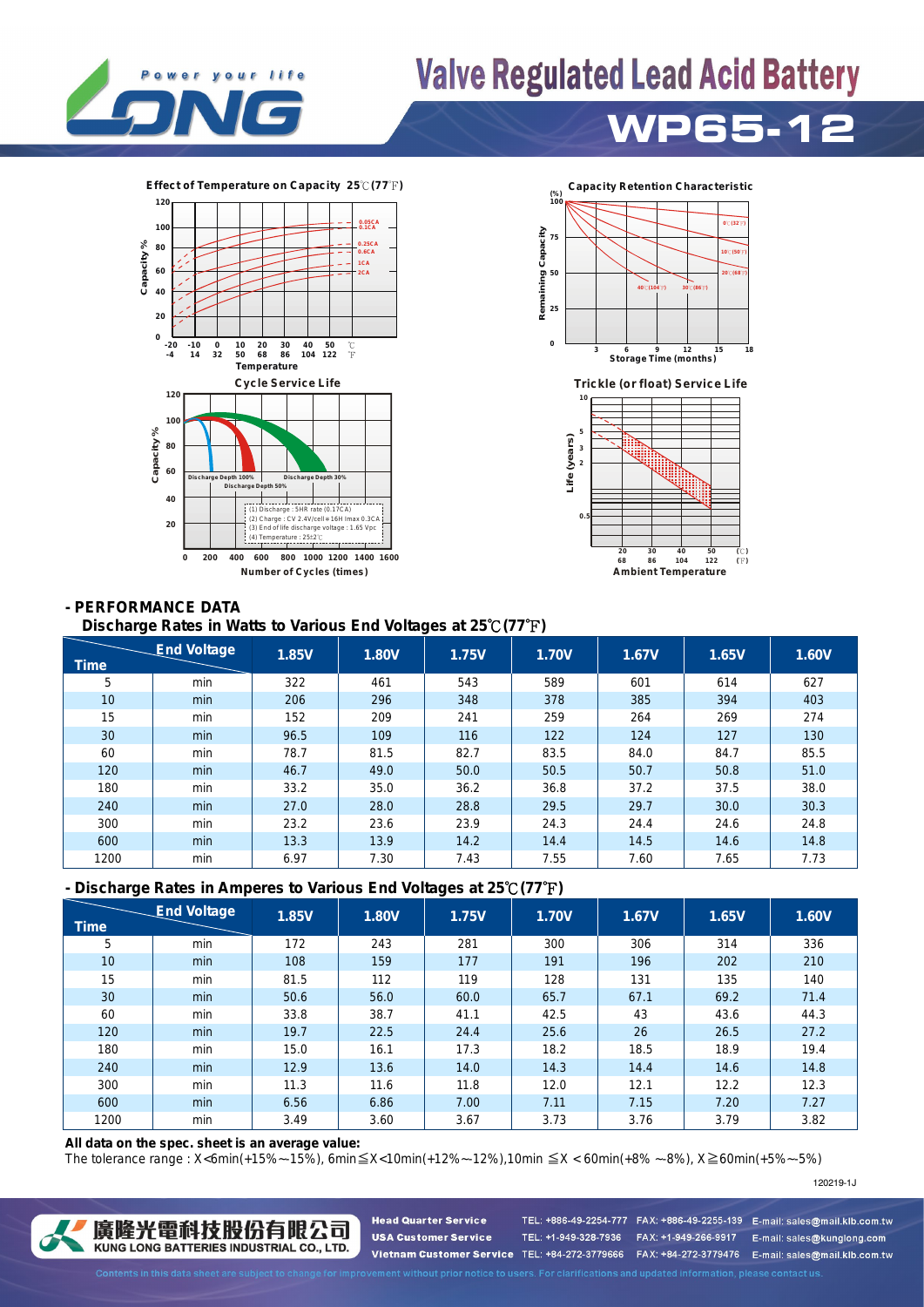# Valve Regulated Lead Acid Battery

## WP65-12

Power your life

LONG

**Effect of Temperature on Capacity 25℃(77℉)**

Capacity %

120
100
80
60
40
20
0

0.05CA
0.1CA
0.25CA
0.6CA
1CA
2CA

-20 -10 0 10 20 30 40 50 ℃
-4 14 32 50 68 86 104 122 ℉

Temperature

**Capacity Retention Characteristic**

(%)
100
75
50
25
0

Remaining Capacity

0℃(32℉)
10℃(50℉)
20℃(68℉)
40℃(104℉)
30℃(86℉)

3 6 9 12 15 18

Storage Time (months)

**Cycle Service Life**

Capacity %

120
100
80
60
40
20

Discharge Depth 100%
Discharge Depth 50%
Discharge Depth 30%

(1) Discharge : 5HR rate (0.17CA)
(2) Charge : CV 2.4V/cell≈16H Imax 0.3CA
(3) End of life discharge voltage : 1.65 Vpc
(4) Temperature : 25±2℃

0 200 400 600 800 1000 1200 1400 1600

Number of Cycles (times)

**Trickle (or float) Service Life**

Life (years)

10
5
3
2
0.5

20 30 40 50 (℃)
68 86 104 122 (℉)

Ambient Temperature

## - PERFORMANCE DATA

**Discharge Rates in Watts to Various End Voltages at 25℃(77℉)**

| Time | End Voltage | 1.85V | 1.80V | 1.75V | 1.70V | 1.67V | 1.65V | 1.60V |
|---|---|---|---|---|---|---|---|---|
| 5 | min | 322 | 461 | 543 | 589 | 601 | 614 | 627 |
| 10 | min | 206 | 296 | 348 | 378 | 385 | 394 | 403 |
| 15 | min | 152 | 209 | 241 | 259 | 264 | 269 | 274 |
| 30 | min | 96.5 | 109 | 116 | 122 | 124 | 127 | 130 |
| 60 | min | 78.7 | 81.5 | 82.7 | 83.5 | 84.0 | 84.7 | 85.5 |
| 120 | min | 46.7 | 49.0 | 50.0 | 50.5 | 50.7 | 50.8 | 51.0 |
| 180 | min | 33.2 | 35.0 | 36.2 | 36.8 | 37.2 | 37.5 | 38.0 |
| 240 | min | 27.0 | 28.0 | 28.8 | 29.5 | 29.7 | 30.0 | 30.3 |
| 300 | min | 23.2 | 23.6 | 23.9 | 24.3 | 24.4 | 24.6 | 24.8 |
| 600 | min | 13.3 | 13.9 | 14.2 | 14.4 | 14.5 | 14.6 | 14.8 |
| 1200 | min | 6.97 | 7.30 | 7.43 | 7.55 | 7.60 | 7.65 | 7.73 |

**- Discharge Rates in Amperes to Various End Voltages at 25℃(77℉)**

| Time | End Voltage | 1.85V | 1.80V | 1.75V | 1.70V | 1.67V | 1.65V | 1.60V |
|---|---|---|---|---|---|---|---|---|
| 5 | min | 172 | 243 | 281 | 300 | 306 | 314 | 336 |
| 10 | min | 108 | 159 | 177 | 191 | 196 | 202 | 210 |
| 15 | min | 81.5 | 112 | 119 | 128 | 131 | 135 | 140 |
| 30 | min | 50.6 | 56.0 | 60.0 | 65.7 | 67.1 | 69.2 | 71.4 |
| 60 | min | 33.8 | 38.7 | 41.1 | 42.5 | 43 | 43.6 | 44.3 |
| 120 | min | 19.7 | 22.5 | 24.4 | 25.6 | 26 | 26.5 | 27.2 |
| 180 | min | 15.0 | 16.1 | 17.3 | 18.2 | 18.5 | 18.9 | 19.4 |
| 240 | min | 12.9 | 13.6 | 14.0 | 14.3 | 14.4 | 14.6 | 14.8 |
| 300 | min | 11.3 | 11.6 | 11.8 | 12.0 | 12.1 | 12.2 | 12.3 |
| 600 | min | 6.56 | 6.86 | 7.00 | 7.11 | 7.15 | 7.20 | 7.27 |
| 1200 | min | 3.49 | 3.60 | 3.67 | 3.73 | 3.76 | 3.79 | 3.82 |

**All data on the spec. sheet is an average value:**

The tolerance range : X<6min(+15%~-15%), 6min≦X<10min(+12%~-12%),10min ≦X < 60min(+8% ~-8%), X≧60min(+5%~-5%)

120219-1J

廣隆光電科技股份有限公司
KUNG LONG BATTERIES INDUSTRIAL CO., LTD.

| | | | |
|---|---|---|---|
| Head Quarter Service | TEL: +886-49-2254-777 | FAX: +886-49-2255-139 | E-mail: sales@mail.klb.com.tw |
| USA Customer Service | TEL: +1-949-328-7936 | FAX: +1-949-266-9917 | E-mail: sales@kunglong.com |
| Vietnam Customer Service | TEL: +84-272-3779666 | FAX: +84-272-3779476 | E-mail: sales@mail.klb.com.tw |

Contents in this data sheet are subject to change for improvement without prior notice to users. For clarifications and updated information, please contact us.